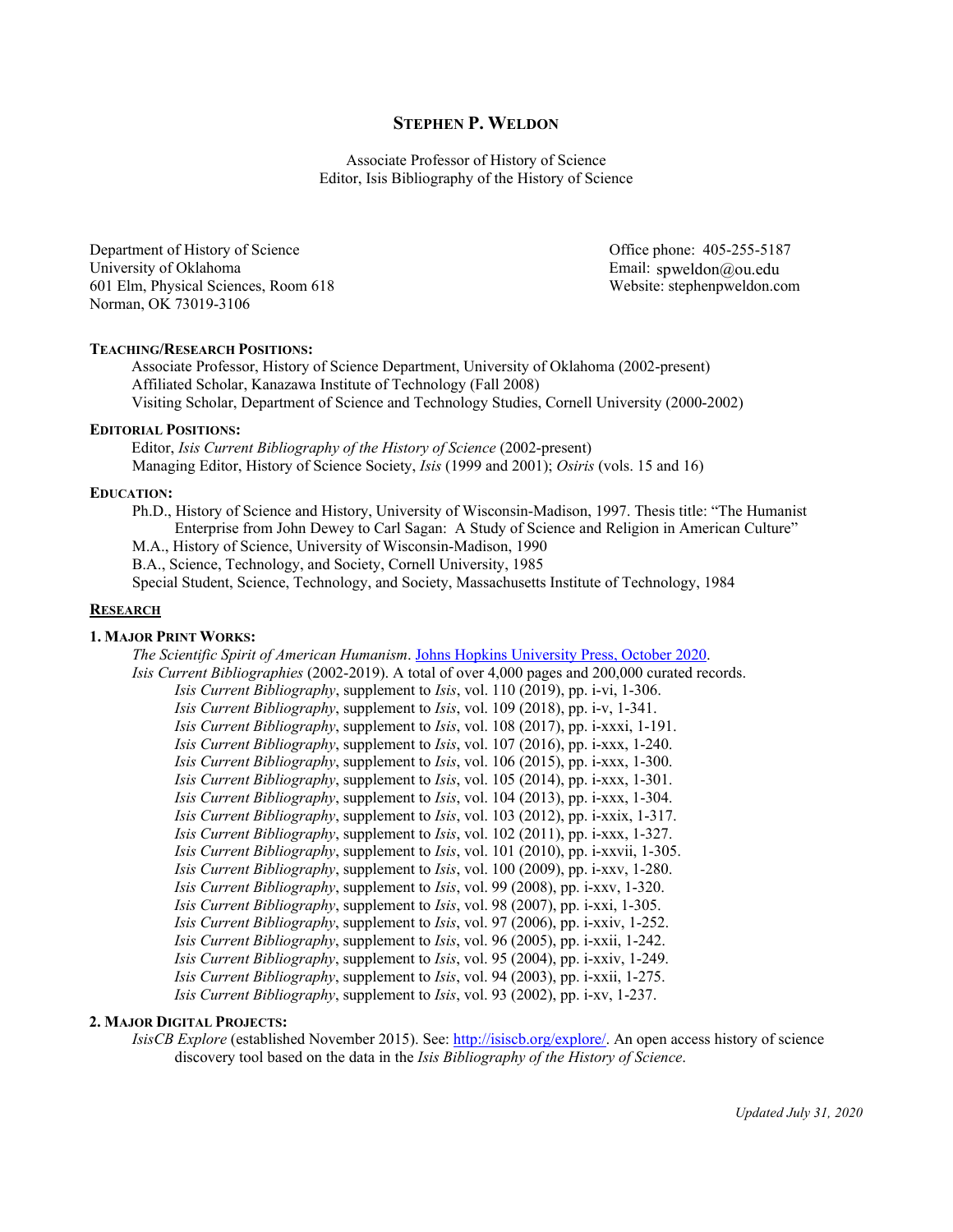# STEPHEN P. WELDON

Associate Professor of History of Science
Editor, Isis Bibliography of the History of Science

Department of History of Science
University of Oklahoma
601 Elm, Physical Sciences, Room 618
Norman, OK 73019-3106

Office phone: 405-255-5187
Email: spweldon@ou.edu
Website: stephenpweldon.com

**TEACHING/RESEARCH POSITIONS:**

Associate Professor, History of Science Department, University of Oklahoma (2002-present)
Affiliated Scholar, Kanazawa Institute of Technology (Fall 2008)
Visiting Scholar, Department of Science and Technology Studies, Cornell University (2000-2002)

**EDITORIAL POSITIONS:**

Editor, *Isis Current Bibliography of the History of Science* (2002-present)
Managing Editor, History of Science Society, *Isis* (1999 and 2001); *Osiris* (vols. 15 and 16)

**EDUCATION:**

Ph.D., History of Science and History, University of Wisconsin-Madison, 1997. Thesis title: "The Humanist Enterprise from John Dewey to Carl Sagan: A Study of Science and Religion in American Culture"
M.A., History of Science, University of Wisconsin-Madison, 1990
B.A., Science, Technology, and Society, Cornell University, 1985
Special Student, Science, Technology, and Society, Massachusetts Institute of Technology, 1984

## RESEARCH

**1. MAJOR PRINT WORKS:**

*The Scientific Spirit of American Humanism*. Johns Hopkins University Press, October 2020.
*Isis Current Bibliographies* (2002-2019). A total of over 4,000 pages and 200,000 curated records.

- *Isis Current Bibliography*, supplement to *Isis*, vol. 110 (2019), pp. i-vi, 1-306.
- *Isis Current Bibliography*, supplement to *Isis*, vol. 109 (2018), pp. i-v, 1-341.
- *Isis Current Bibliography*, supplement to *Isis*, vol. 108 (2017), pp. i-xxxi, 1-191.
- *Isis Current Bibliography*, supplement to *Isis*, vol. 107 (2016), pp. i-xxx, 1-240.
- *Isis Current Bibliography*, supplement to *Isis*, vol. 106 (2015), pp. i-xxx, 1-300.
- *Isis Current Bibliography*, supplement to *Isis*, vol. 105 (2014), pp. i-xxx, 1-301.
- *Isis Current Bibliography*, supplement to *Isis*, vol. 104 (2013), pp. i-xxx, 1-304.
- *Isis Current Bibliography*, supplement to *Isis*, vol. 103 (2012), pp. i-xxix, 1-317.
- *Isis Current Bibliography*, supplement to *Isis*, vol. 102 (2011), pp. i-xxx, 1-327.
- *Isis Current Bibliography*, supplement to *Isis*, vol. 101 (2010), pp. i-xxvii, 1-305.
- *Isis Current Bibliography*, supplement to *Isis*, vol. 100 (2009), pp. i-xxv, 1-280.
- *Isis Current Bibliography*, supplement to *Isis*, vol. 99 (2008), pp. i-xxv, 1-320.
- *Isis Current Bibliography*, supplement to *Isis*, vol. 98 (2007), pp. i-xxi, 1-305.
- *Isis Current Bibliography*, supplement to *Isis*, vol. 97 (2006), pp. i-xxiv, 1-252.
- *Isis Current Bibliography*, supplement to *Isis*, vol. 96 (2005), pp. i-xxii, 1-242.
- *Isis Current Bibliography*, supplement to *Isis*, vol. 95 (2004), pp. i-xxiv, 1-249.
- *Isis Current Bibliography*, supplement to *Isis*, vol. 94 (2003), pp. i-xxii, 1-275.
- *Isis Current Bibliography*, supplement to *Isis*, vol. 93 (2002), pp. i-xv, 1-237.

**2. MAJOR DIGITAL PROJECTS:**

*IsisCB Explore* (established November 2015). See: http://isiscb.org/explore/. An open access history of science discovery tool based on the data in the *Isis Bibliography of the History of Science*.

*Updated July 31, 2020*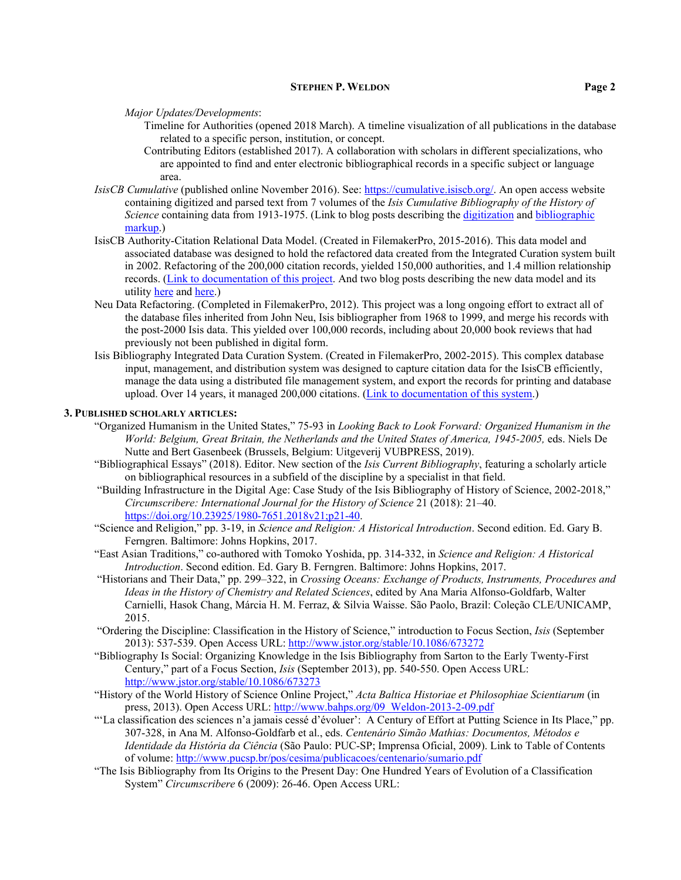*Major Updates/Developments*:

Timeline for Authorities (opened 2018 March). A timeline visualization of all publications in the database related to a specific person, institution, or concept.

Contributing Editors (established 2017). A collaboration with scholars in different specializations, who are appointed to find and enter electronic bibliographical records in a specific subject or language area.

*IsisCB Cumulative* (published online November 2016). See: https://cumulative.isiscb.org/. An open access website containing digitized and parsed text from 7 volumes of the *Isis Cumulative Bibliography of the History of Science* containing data from 1913-1975. (Link to blog posts describing the digitization and bibliographic markup.)

IsisCB Authority-Citation Relational Data Model. (Created in FilemakerPro, 2015-2016). This data model and associated database was designed to hold the refactored data created from the Integrated Curation system built in 2002. Refactoring of the 200,000 citation records, yielded 150,000 authorities, and 1.4 million relationship records. (Link to documentation of this project. And two blog posts describing the new data model and its utility here and here.)

Neu Data Refactoring. (Completed in FilemakerPro, 2012). This project was a long ongoing effort to extract all of the database files inherited from John Neu, Isis bibliographer from 1968 to 1999, and merge his records with the post-2000 Isis data. This yielded over 100,000 records, including about 20,000 book reviews that had previously not been published in digital form.

Isis Bibliography Integrated Data Curation System. (Created in FilemakerPro, 2002-2015). This complex database input, management, and distribution system was designed to capture citation data for the IsisCB efficiently, manage the data using a distributed file management system, and export the records for printing and database upload. Over 14 years, it managed 200,000 citations. (Link to documentation of this system.)

### 3. Published scholarly articles:

"Organized Humanism in the United States," 75-93 in *Looking Back to Look Forward: Organized Humanism in the World: Belgium, Great Britain, the Netherlands and the United States of America, 1945-2005,* eds. Niels De Nutte and Bert Gasenbeek (Brussels, Belgium: Uitgeverij VUBPRESS, 2019).

"Bibliographical Essays" (2018). Editor. New section of the *Isis Current Bibliography*, featuring a scholarly article on bibliographical resources in a subfield of the discipline by a specialist in that field.

"Building Infrastructure in the Digital Age: Case Study of the Isis Bibliography of History of Science, 2002-2018," *Circumscribere: International Journal for the History of Science* 21 (2018): 21–40. https://doi.org/10.23925/1980-7651.2018v21;p21-40.

"Science and Religion," pp. 3-19, in *Science and Religion: A Historical Introduction*. Second edition. Ed. Gary B. Ferngren. Baltimore: Johns Hopkins, 2017.

"East Asian Traditions," co-authored with Tomoko Yoshida, pp. 314-332, in *Science and Religion: A Historical Introduction*. Second edition. Ed. Gary B. Ferngren. Baltimore: Johns Hopkins, 2017.

"Historians and Their Data," pp. 299–322, in *Crossing Oceans: Exchange of Products, Instruments, Procedures and Ideas in the History of Chemistry and Related Sciences*, edited by Ana Maria Alfonso-Goldfarb, Walter Carnielli, Hasok Chang, Márcia H. M. Ferraz, & Silvia Waisse. São Paolo, Brazil: Coleção CLE/UNICAMP, 2015.

"Ordering the Discipline: Classification in the History of Science," introduction to Focus Section, *Isis* (September 2013): 537-539. Open Access URL: http://www.jstor.org/stable/10.1086/673272

"Bibliography Is Social: Organizing Knowledge in the Isis Bibliography from Sarton to the Early Twenty-First Century," part of a Focus Section, *Isis* (September 2013), pp. 540-550. Open Access URL: http://www.jstor.org/stable/10.1086/673273

"History of the World History of Science Online Project," *Acta Baltica Historiae et Philosophiae Scientiarum* (in press, 2013). Open Access URL: http://www.bahps.org/09_Weldon-2013-2-09.pdf

"'La classification des sciences n'a jamais cessé d'évoluer': A Century of Effort at Putting Science in Its Place," pp. 307-328, in Ana M. Alfonso-Goldfarb et al., eds. *Centenário Simão Mathias: Documentos, Métodos e Identidade da História da Ciência* (São Paulo: PUC-SP; Imprensa Oficial, 2009). Link to Table of Contents of volume: http://www.pucsp.br/pos/cesima/publicacoes/centenario/sumario.pdf

"The Isis Bibliography from Its Origins to the Present Day: One Hundred Years of Evolution of a Classification System" *Circumscribere* 6 (2009): 26-46. Open Access URL: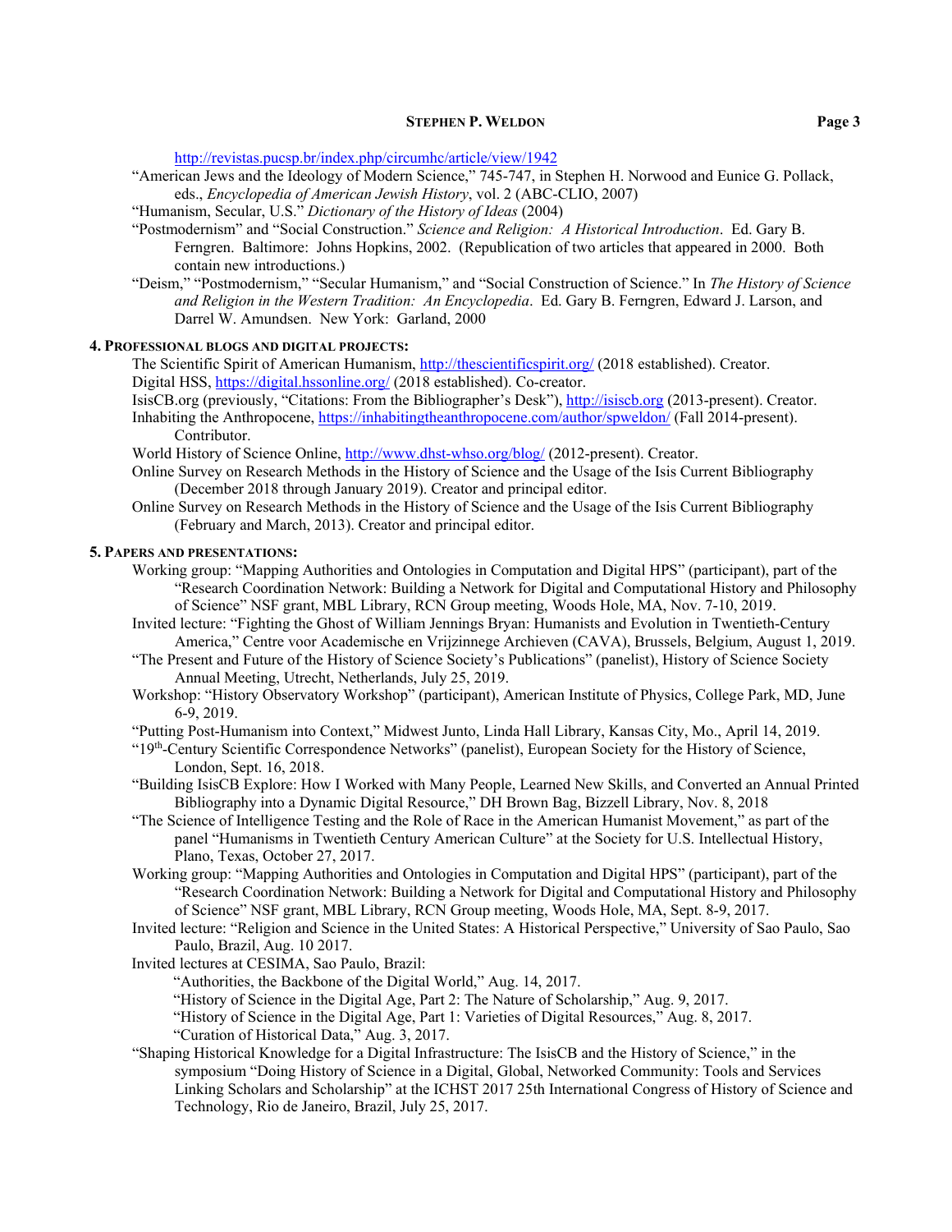http://revistas.pucsp.br/index.php/circumhc/article/view/1942

"American Jews and the Ideology of Modern Science," 745-747, in Stephen H. Norwood and Eunice G. Pollack, eds., *Encyclopedia of American Jewish History*, vol. 2 (ABC-CLIO, 2007)

"Humanism, Secular, U.S." *Dictionary of the History of Ideas* (2004)

"Postmodernism" and "Social Construction." *Science and Religion: A Historical Introduction*. Ed. Gary B. Ferngren. Baltimore: Johns Hopkins, 2002. (Republication of two articles that appeared in 2000. Both contain new introductions.)

"Deism," "Postmodernism," "Secular Humanism," and "Social Construction of Science." In *The History of Science and Religion in the Western Tradition: An Encyclopedia*. Ed. Gary B. Ferngren, Edward J. Larson, and Darrel W. Amundsen. New York: Garland, 2000

**4. Professional blogs and digital projects:**

The Scientific Spirit of American Humanism, http://thescientificspirit.org/ (2018 established). Creator.

Digital HSS, https://digital.hssonline.org/ (2018 established). Co-creator.

IsisCB.org (previously, "Citations: From the Bibliographer's Desk"), http://isiscb.org (2013-present). Creator.

Inhabiting the Anthropocene, https://inhabitingtheanthropocene.com/author/spweldon/ (Fall 2014-present). Contributor.

World History of Science Online, http://www.dhst-whso.org/blog/ (2012-present). Creator.

Online Survey on Research Methods in the History of Science and the Usage of the Isis Current Bibliography (December 2018 through January 2019). Creator and principal editor.

Online Survey on Research Methods in the History of Science and the Usage of the Isis Current Bibliography (February and March, 2013). Creator and principal editor.

**5. Papers and presentations:**

Working group: "Mapping Authorities and Ontologies in Computation and Digital HPS" (participant), part of the "Research Coordination Network: Building a Network for Digital and Computational History and Philosophy of Science" NSF grant, MBL Library, RCN Group meeting, Woods Hole, MA, Nov. 7-10, 2019.

Invited lecture: "Fighting the Ghost of William Jennings Bryan: Humanists and Evolution in Twentieth-Century America," Centre voor Academische en Vrijzinnege Archieven (CAVA), Brussels, Belgium, August 1, 2019.

"The Present and Future of the History of Science Society's Publications" (panelist), History of Science Society Annual Meeting, Utrecht, Netherlands, July 25, 2019.

Workshop: "History Observatory Workshop" (participant), American Institute of Physics, College Park, MD, June 6-9, 2019.

"Putting Post-Humanism into Context," Midwest Junto, Linda Hall Library, Kansas City, Mo., April 14, 2019.

"19th-Century Scientific Correspondence Networks" (panelist), European Society for the History of Science, London, Sept. 16, 2018.

"Building IsisCB Explore: How I Worked with Many People, Learned New Skills, and Converted an Annual Printed Bibliography into a Dynamic Digital Resource," DH Brown Bag, Bizzell Library, Nov. 8, 2018

"The Science of Intelligence Testing and the Role of Race in the American Humanist Movement," as part of the panel "Humanisms in Twentieth Century American Culture" at the Society for U.S. Intellectual History, Plano, Texas, October 27, 2017.

Working group: "Mapping Authorities and Ontologies in Computation and Digital HPS" (participant), part of the "Research Coordination Network: Building a Network for Digital and Computational History and Philosophy of Science" NSF grant, MBL Library, RCN Group meeting, Woods Hole, MA, Sept. 8-9, 2017.

Invited lecture: "Religion and Science in the United States: A Historical Perspective," University of Sao Paulo, Sao Paulo, Brazil, Aug. 10 2017.

Invited lectures at CESIMA, Sao Paulo, Brazil:

- "Authorities, the Backbone of the Digital World," Aug. 14, 2017.
- "History of Science in the Digital Age, Part 2: The Nature of Scholarship," Aug. 9, 2017.
- "History of Science in the Digital Age, Part 1: Varieties of Digital Resources," Aug. 8, 2017.
- "Curation of Historical Data," Aug. 3, 2017.

"Shaping Historical Knowledge for a Digital Infrastructure: The IsisCB and the History of Science," in the symposium "Doing History of Science in a Digital, Global, Networked Community: Tools and Services Linking Scholars and Scholarship" at the ICHST 2017 25th International Congress of History of Science and Technology, Rio de Janeiro, Brazil, July 25, 2017.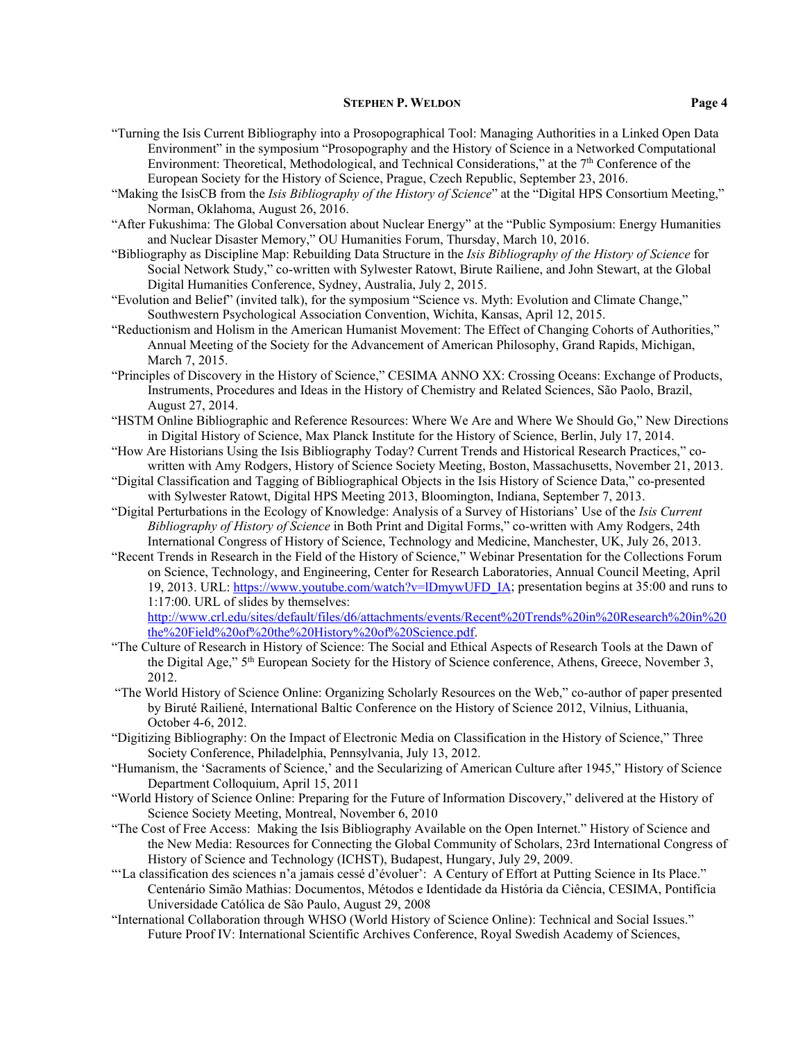"Turning the Isis Current Bibliography into a Prosopographical Tool: Managing Authorities in a Linked Open Data Environment" in the symposium "Prosopography and the History of Science in a Networked Computational Environment: Theoretical, Methodological, and Technical Considerations," at the 7th Conference of the European Society for the History of Science, Prague, Czech Republic, September 23, 2016.

"Making the IsisCB from the *Isis Bibliography of the History of Science*" at the "Digital HPS Consortium Meeting," Norman, Oklahoma, August 26, 2016.

"After Fukushima: The Global Conversation about Nuclear Energy" at the "Public Symposium: Energy Humanities and Nuclear Disaster Memory," OU Humanities Forum, Thursday, March 10, 2016.

"Bibliography as Discipline Map: Rebuilding Data Structure in the *Isis Bibliography of the History of Science* for Social Network Study," co-written with Sylwester Ratowt, Birute Railiene, and John Stewart, at the Global Digital Humanities Conference, Sydney, Australia, July 2, 2015.

"Evolution and Belief" (invited talk), for the symposium "Science vs. Myth: Evolution and Climate Change," Southwestern Psychological Association Convention, Wichita, Kansas, April 12, 2015.

"Reductionism and Holism in the American Humanist Movement: The Effect of Changing Cohorts of Authorities," Annual Meeting of the Society for the Advancement of American Philosophy, Grand Rapids, Michigan, March 7, 2015.

"Principles of Discovery in the History of Science," CESIMA ANNO XX: Crossing Oceans: Exchange of Products, Instruments, Procedures and Ideas in the History of Chemistry and Related Sciences, São Paolo, Brazil, August 27, 2014.

"HSTM Online Bibliographic and Reference Resources: Where We Are and Where We Should Go," New Directions in Digital History of Science, Max Planck Institute for the History of Science, Berlin, July 17, 2014.

"How Are Historians Using the Isis Bibliography Today? Current Trends and Historical Research Practices," co-written with Amy Rodgers, History of Science Society Meeting, Boston, Massachusetts, November 21, 2013.

"Digital Classification and Tagging of Bibliographical Objects in the Isis History of Science Data," co-presented with Sylwester Ratowt, Digital HPS Meeting 2013, Bloomington, Indiana, September 7, 2013.

"Digital Perturbations in the Ecology of Knowledge: Analysis of a Survey of Historians' Use of the *Isis Current Bibliography of History of Science* in Both Print and Digital Forms," co-written with Amy Rodgers, 24th International Congress of History of Science, Technology and Medicine, Manchester, UK, July 26, 2013.

"Recent Trends in Research in the Field of the History of Science," Webinar Presentation for the Collections Forum on Science, Technology, and Engineering, Center for Research Laboratories, Annual Council Meeting, April 19, 2013. URL: https://www.youtube.com/watch?v=lDmywUFD_IA; presentation begins at 35:00 and runs to 1:17:00. URL of slides by themselves: http://www.crl.edu/sites/default/files/d6/attachments/events/Recent%20Trends%20in%20Research%20in%20the%20Field%20of%20the%20History%20of%20Science.pdf.

"The Culture of Research in History of Science: The Social and Ethical Aspects of Research Tools at the Dawn of the Digital Age," 5th European Society for the History of Science conference, Athens, Greece, November 3, 2012.

"The World History of Science Online: Organizing Scholarly Resources on the Web," co-author of paper presented by Biruté Railiené, International Baltic Conference on the History of Science 2012, Vilnius, Lithuania, October 4-6, 2012.

"Digitizing Bibliography: On the Impact of Electronic Media on Classification in the History of Science," Three Society Conference, Philadelphia, Pennsylvania, July 13, 2012.

"Humanism, the 'Sacraments of Science,' and the Secularizing of American Culture after 1945," History of Science Department Colloquium, April 15, 2011

"World History of Science Online: Preparing for the Future of Information Discovery," delivered at the History of Science Society Meeting, Montreal, November 6, 2010

"The Cost of Free Access: Making the Isis Bibliography Available on the Open Internet." History of Science and the New Media: Resources for Connecting the Global Community of Scholars, 23rd International Congress of History of Science and Technology (ICHST), Budapest, Hungary, July 29, 2009.

"'La classification des sciences n'a jamais cessé d'évoluer': A Century of Effort at Putting Science in Its Place." Centenário Simão Mathias: Documentos, Métodos e Identidade da História da Ciência, CESIMA, Pontifícia Universidade Católica de São Paulo, August 29, 2008

"International Collaboration through WHSO (World History of Science Online): Technical and Social Issues." Future Proof IV: International Scientific Archives Conference, Royal Swedish Academy of Sciences,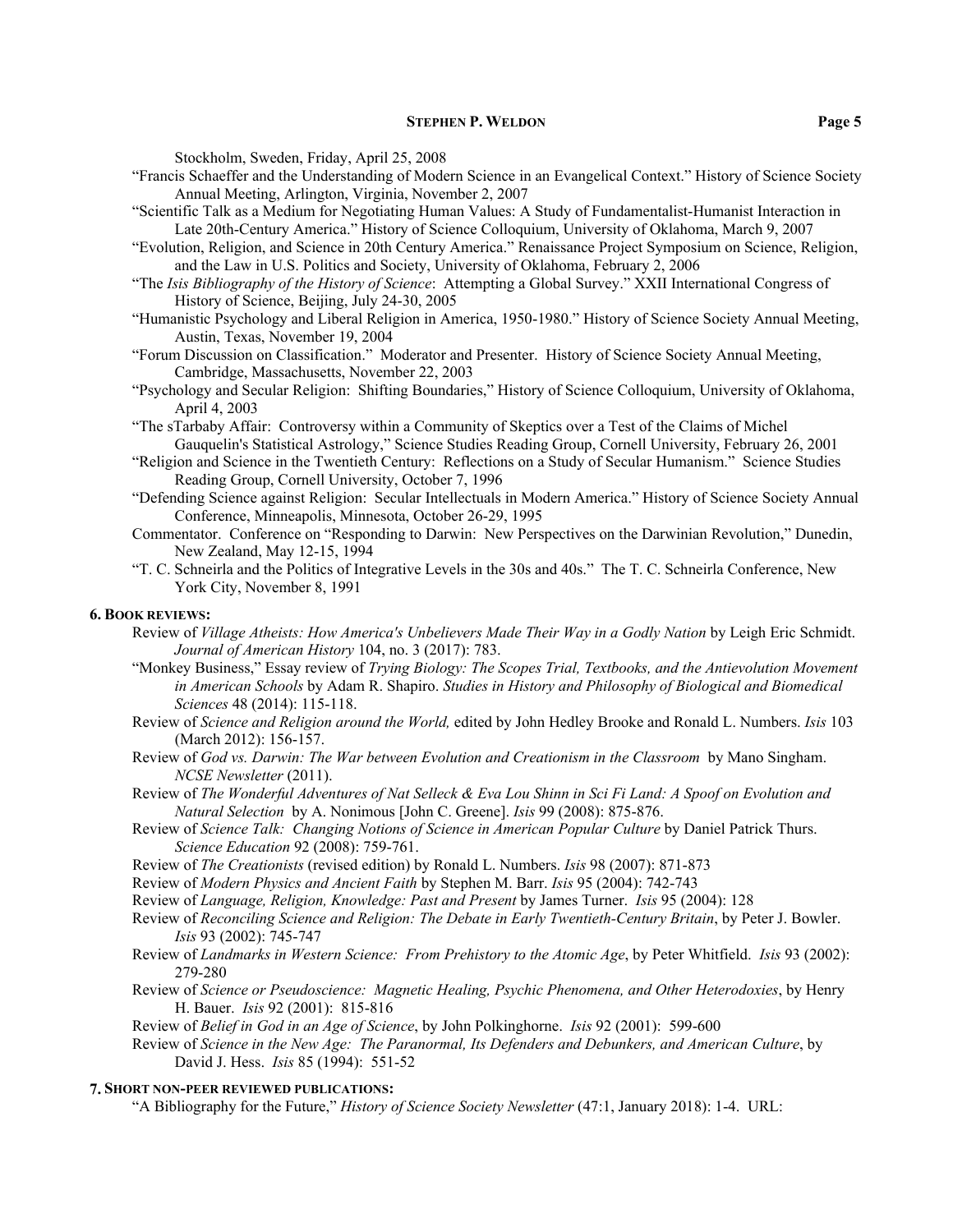Stockholm, Sweden, Friday, April 25, 2008

"Francis Schaeffer and the Understanding of Modern Science in an Evangelical Context." History of Science Society Annual Meeting, Arlington, Virginia, November 2, 2007

"Scientific Talk as a Medium for Negotiating Human Values: A Study of Fundamentalist-Humanist Interaction in Late 20th-Century America." History of Science Colloquium, University of Oklahoma, March 9, 2007

"Evolution, Religion, and Science in 20th Century America." Renaissance Project Symposium on Science, Religion, and the Law in U.S. Politics and Society, University of Oklahoma, February 2, 2006

"The *Isis Bibliography of the History of Science*: Attempting a Global Survey." XXII International Congress of History of Science, Beijing, July 24-30, 2005

"Humanistic Psychology and Liberal Religion in America, 1950-1980." History of Science Society Annual Meeting, Austin, Texas, November 19, 2004

"Forum Discussion on Classification." Moderator and Presenter. History of Science Society Annual Meeting, Cambridge, Massachusetts, November 22, 2003

"Psychology and Secular Religion: Shifting Boundaries," History of Science Colloquium, University of Oklahoma, April 4, 2003

"The sTarbaby Affair: Controversy within a Community of Skeptics over a Test of the Claims of Michel Gauquelin's Statistical Astrology," Science Studies Reading Group, Cornell University, February 26, 2001

"Religion and Science in the Twentieth Century: Reflections on a Study of Secular Humanism." Science Studies Reading Group, Cornell University, October 7, 1996

"Defending Science against Religion: Secular Intellectuals in Modern America." History of Science Society Annual Conference, Minneapolis, Minnesota, October 26-29, 1995

Commentator. Conference on "Responding to Darwin: New Perspectives on the Darwinian Revolution," Dunedin, New Zealand, May 12-15, 1994

"T. C. Schneirla and the Politics of Integrative Levels in the 30s and 40s." The T. C. Schneirla Conference, New York City, November 8, 1991

### 6. Book reviews:

Review of *Village Atheists: How America's Unbelievers Made Their Way in a Godly Nation* by Leigh Eric Schmidt. *Journal of American History* 104, no. 3 (2017): 783.

"Monkey Business," Essay review of *Trying Biology: The Scopes Trial, Textbooks, and the Antievolution Movement in American Schools* by Adam R. Shapiro. *Studies in History and Philosophy of Biological and Biomedical Sciences* 48 (2014): 115-118.

Review of *Science and Religion around the World,* edited by John Hedley Brooke and Ronald L. Numbers. *Isis* 103 (March 2012): 156-157.

Review of *God vs. Darwin: The War between Evolution and Creationism in the Classroom* by Mano Singham. *NCSE Newsletter* (2011).

Review of *The Wonderful Adventures of Nat Selleck & Eva Lou Shinn in Sci Fi Land: A Spoof on Evolution and Natural Selection* by A. Nonimous [John C. Greene]. *Isis* 99 (2008): 875-876.

Review of *Science Talk: Changing Notions of Science in American Popular Culture* by Daniel Patrick Thurs. *Science Education* 92 (2008): 759-761.

Review of *The Creationists* (revised edition) by Ronald L. Numbers. *Isis* 98 (2007): 871-873

Review of *Modern Physics and Ancient Faith* by Stephen M. Barr. *Isis* 95 (2004): 742-743

Review of *Language, Religion, Knowledge: Past and Present* by James Turner. *Isis* 95 (2004): 128

Review of *Reconciling Science and Religion: The Debate in Early Twentieth-Century Britain*, by Peter J. Bowler. *Isis* 93 (2002): 745-747

Review of *Landmarks in Western Science: From Prehistory to the Atomic Age*, by Peter Whitfield. *Isis* 93 (2002): 279-280

Review of *Science or Pseudoscience: Magnetic Healing, Psychic Phenomena, and Other Heterodoxies*, by Henry H. Bauer. *Isis* 92 (2001): 815-816

Review of *Belief in God in an Age of Science*, by John Polkinghorne. *Isis* 92 (2001): 599-600

Review of *Science in the New Age: The Paranormal, Its Defenders and Debunkers, and American Culture*, by David J. Hess. *Isis* 85 (1994): 551-52

### 7. Short non-peer reviewed publications:

"A Bibliography for the Future," *History of Science Society Newsletter* (47:1, January 2018): 1-4. URL: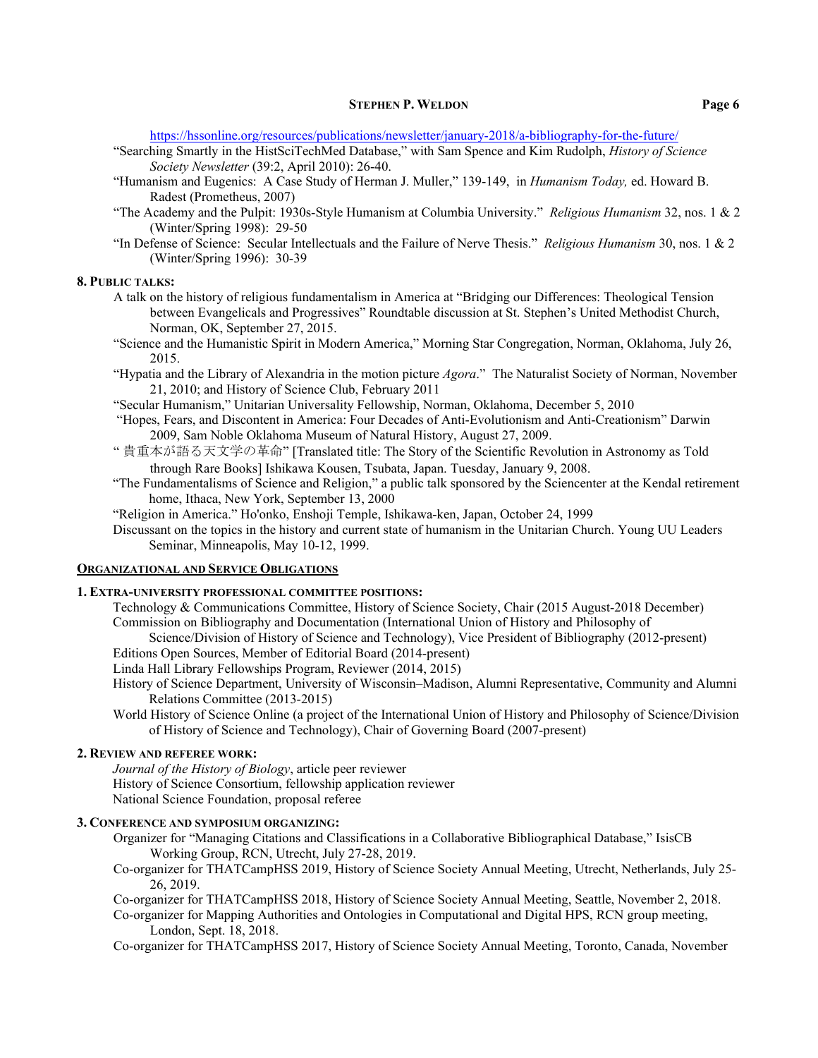https://hssonline.org/resources/publications/newsletter/january-2018/a-bibliography-for-the-future/

"Searching Smartly in the HistSciTechMed Database," with Sam Spence and Kim Rudolph, *History of Science Society Newsletter* (39:2, April 2010): 26-40.

"Humanism and Eugenics: A Case Study of Herman J. Muller," 139-149, in *Humanism Today,* ed. Howard B. Radest (Prometheus, 2007)

"The Academy and the Pulpit: 1930s-Style Humanism at Columbia University." *Religious Humanism* 32, nos. 1 & 2 (Winter/Spring 1998): 29-50

"In Defense of Science: Secular Intellectuals and the Failure of Nerve Thesis." *Religious Humanism* 30, nos. 1 & 2 (Winter/Spring 1996): 30-39

### 8. Public talks:

A talk on the history of religious fundamentalism in America at "Bridging our Differences: Theological Tension between Evangelicals and Progressives" Roundtable discussion at St. Stephen's United Methodist Church, Norman, OK, September 27, 2015.

"Science and the Humanistic Spirit in Modern America," Morning Star Congregation, Norman, Oklahoma, July 26, 2015.

"Hypatia and the Library of Alexandria in the motion picture *Agora*." The Naturalist Society of Norman, November 21, 2010; and History of Science Club, February 2011

"Secular Humanism," Unitarian Universality Fellowship, Norman, Oklahoma, December 5, 2010

"Hopes, Fears, and Discontent in America: Four Decades of Anti-Evolutionism and Anti-Creationism" Darwin 2009, Sam Noble Oklahoma Museum of Natural History, August 27, 2009.

" 貴重本が語る天文学の革命" [Translated title: The Story of the Scientific Revolution in Astronomy as Told through Rare Books] Ishikawa Kousen, Tsubata, Japan. Tuesday, January 9, 2008.

"The Fundamentalisms of Science and Religion," a public talk sponsored by the Sciencenter at the Kendal retirement home, Ithaca, New York, September 13, 2000

"Religion in America." Ho'onko, Enshoji Temple, Ishikawa-ken, Japan, October 24, 1999

Discussant on the topics in the history and current state of humanism in the Unitarian Church. Young UU Leaders Seminar, Minneapolis, May 10-12, 1999.

## Organizational and Service Obligations

### 1. Extra-university professional committee positions:

Technology & Communications Committee, History of Science Society, Chair (2015 August-2018 December)

Commission on Bibliography and Documentation (International Union of History and Philosophy of Science/Division of History of Science and Technology), Vice President of Bibliography (2012-present)

Editions Open Sources, Member of Editorial Board (2014-present)

Linda Hall Library Fellowships Program, Reviewer (2014, 2015)

History of Science Department, University of Wisconsin–Madison, Alumni Representative, Community and Alumni Relations Committee (2013-2015)

World History of Science Online (a project of the International Union of History and Philosophy of Science/Division of History of Science and Technology), Chair of Governing Board (2007-present)

### 2. Review and referee work:

*Journal of the History of Biology*, article peer reviewer

History of Science Consortium, fellowship application reviewer

National Science Foundation, proposal referee

### 3. Conference and symposium organizing:

Organizer for "Managing Citations and Classifications in a Collaborative Bibliographical Database," IsisCB Working Group, RCN, Utrecht, July 27-28, 2019.

Co-organizer for THATCampHSS 2019, History of Science Society Annual Meeting, Utrecht, Netherlands, July 25-26, 2019.

Co-organizer for THATCampHSS 2018, History of Science Society Annual Meeting, Seattle, November 2, 2018.

Co-organizer for Mapping Authorities and Ontologies in Computational and Digital HPS, RCN group meeting, London, Sept. 18, 2018.

Co-organizer for THATCampHSS 2017, History of Science Society Annual Meeting, Toronto, Canada, November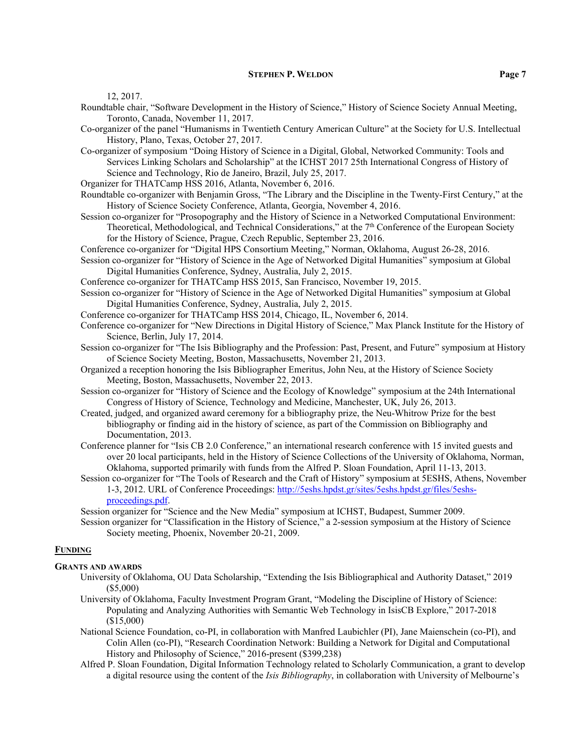12, 2017.

Roundtable chair, "Software Development in the History of Science," History of Science Society Annual Meeting, Toronto, Canada, November 11, 2017.

Co-organizer of the panel "Humanisms in Twentieth Century American Culture" at the Society for U.S. Intellectual History, Plano, Texas, October 27, 2017.

Co-organizer of symposium "Doing History of Science in a Digital, Global, Networked Community: Tools and Services Linking Scholars and Scholarship" at the ICHST 2017 25th International Congress of History of Science and Technology, Rio de Janeiro, Brazil, July 25, 2017.

Organizer for THATCamp HSS 2016, Atlanta, November 6, 2016.

Roundtable co-organizer with Benjamin Gross, "The Library and the Discipline in the Twenty-First Century," at the History of Science Society Conference, Atlanta, Georgia, November 4, 2016.

Session co-organizer for "Prosopography and the History of Science in a Networked Computational Environment: Theoretical, Methodological, and Technical Considerations," at the 7th Conference of the European Society for the History of Science, Prague, Czech Republic, September 23, 2016.

Conference co-organizer for "Digital HPS Consortium Meeting," Norman, Oklahoma, August 26-28, 2016.

Session co-organizer for "History of Science in the Age of Networked Digital Humanities" symposium at Global Digital Humanities Conference, Sydney, Australia, July 2, 2015.

Conference co-organizer for THATCamp HSS 2015, San Francisco, November 19, 2015.

Session co-organizer for "History of Science in the Age of Networked Digital Humanities" symposium at Global Digital Humanities Conference, Sydney, Australia, July 2, 2015.

Conference co-organizer for THATCamp HSS 2014, Chicago, IL, November 6, 2014.

Conference co-organizer for "New Directions in Digital History of Science," Max Planck Institute for the History of Science, Berlin, July 17, 2014.

Session co-organizer for "The Isis Bibliography and the Profession: Past, Present, and Future" symposium at History of Science Society Meeting, Boston, Massachusetts, November 21, 2013.

Organized a reception honoring the Isis Bibliographer Emeritus, John Neu, at the History of Science Society Meeting, Boston, Massachusetts, November 22, 2013.

Session co-organizer for "History of Science and the Ecology of Knowledge" symposium at the 24th International Congress of History of Science, Technology and Medicine, Manchester, UK, July 26, 2013.

Created, judged, and organized award ceremony for a bibliography prize, the Neu-Whitrow Prize for the best bibliography or finding aid in the history of science, as part of the Commission on Bibliography and Documentation, 2013.

Conference planner for "Isis CB 2.0 Conference," an international research conference with 15 invited guests and over 20 local participants, held in the History of Science Collections of the University of Oklahoma, Norman, Oklahoma, supported primarily with funds from the Alfred P. Sloan Foundation, April 11-13, 2013.

Session co-organizer for "The Tools of Research and the Craft of History" symposium at 5ESHS, Athens, November 1-3, 2012. URL of Conference Proceedings: [http://5eshs.hpdst.gr/sites/5eshs.hpdst.gr/files/5eshs-proceedings.pdf](http://5eshs.hpdst.gr/sites/5eshs.hpdst.gr/files/5eshs-proceedings.pdf).

Session organizer for "Science and the New Media" symposium at ICHST, Budapest, Summer 2009.

Session organizer for "Classification in the History of Science," a 2-session symposium at the History of Science Society meeting, Phoenix, November 20-21, 2009.

## FUNDING

### GRANTS AND AWARDS

University of Oklahoma, OU Data Scholarship, "Extending the Isis Bibliographical and Authority Dataset," 2019 ($5,000)

University of Oklahoma, Faculty Investment Program Grant, "Modeling the Discipline of History of Science: Populating and Analyzing Authorities with Semantic Web Technology in IsisCB Explore," 2017-2018 ($15,000)

National Science Foundation, co-PI, in collaboration with Manfred Laubichler (PI), Jane Maienschein (co-PI), and Colin Allen (co-PI), "Research Coordination Network: Building a Network for Digital and Computational History and Philosophy of Science," 2016-present ($399,238)

Alfred P. Sloan Foundation, Digital Information Technology related to Scholarly Communication, a grant to develop a digital resource using the content of the *Isis Bibliography*, in collaboration with University of Melbourne's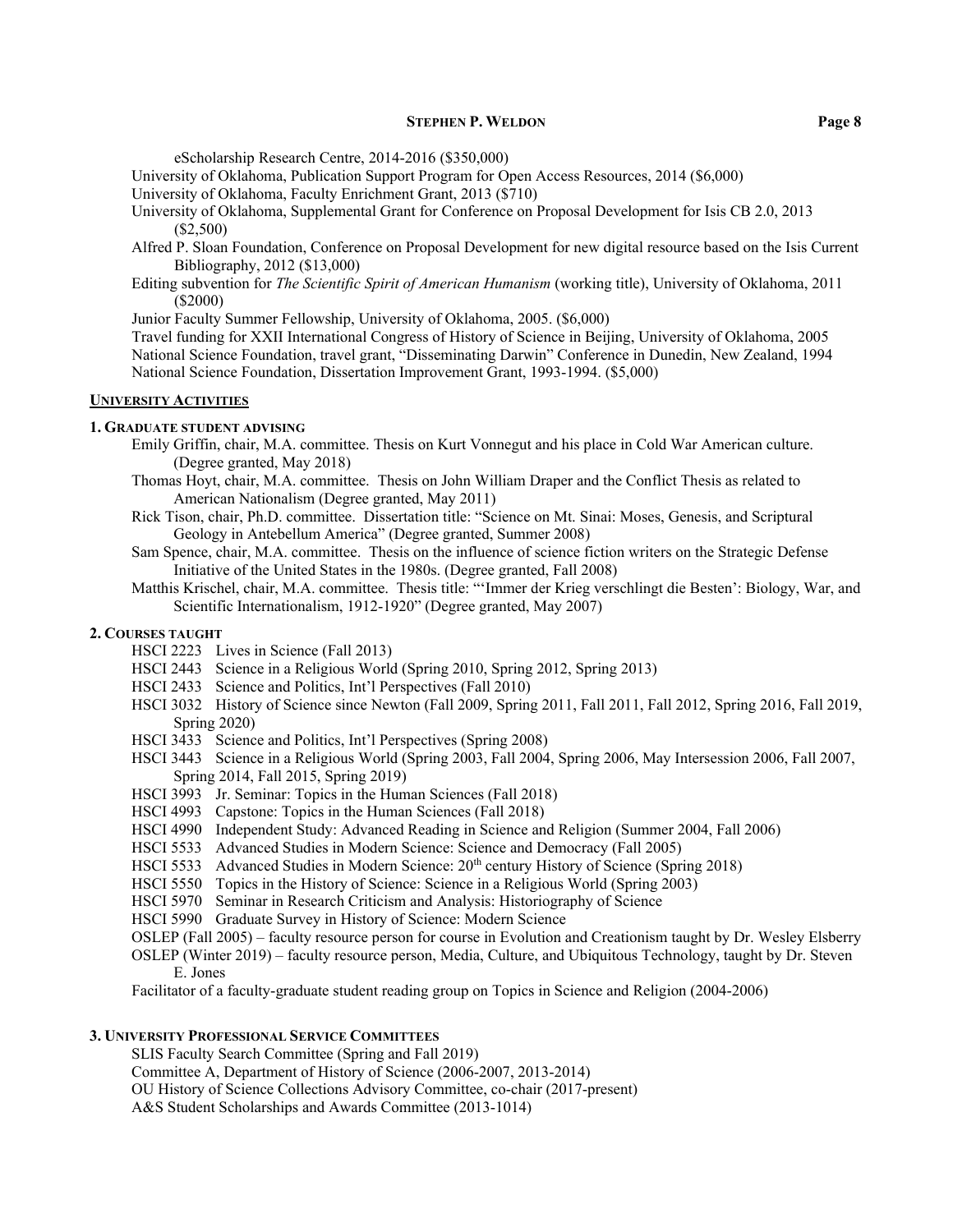eScholarship Research Centre, 2014-2016 ($350,000)

University of Oklahoma, Publication Support Program for Open Access Resources, 2014 ($6,000)

University of Oklahoma, Faculty Enrichment Grant, 2013 ($710)

University of Oklahoma, Supplemental Grant for Conference on Proposal Development for Isis CB 2.0, 2013 ($2,500)

Alfred P. Sloan Foundation, Conference on Proposal Development for new digital resource based on the Isis Current Bibliography, 2012 ($13,000)

Editing subvention for *The Scientific Spirit of American Humanism* (working title), University of Oklahoma, 2011 ($2000)

Junior Faculty Summer Fellowship, University of Oklahoma, 2005. ($6,000)

Travel funding for XXII International Congress of History of Science in Beijing, University of Oklahoma, 2005

National Science Foundation, travel grant, "Disseminating Darwin" Conference in Dunedin, New Zealand, 1994

National Science Foundation, Dissertation Improvement Grant, 1993-1994. ($5,000)

## UNIVERSITY ACTIVITIES

### 1. GRADUATE STUDENT ADVISING

Emily Griffin, chair, M.A. committee. Thesis on Kurt Vonnegut and his place in Cold War American culture. (Degree granted, May 2018)

Thomas Hoyt, chair, M.A. committee. Thesis on John William Draper and the Conflict Thesis as related to American Nationalism (Degree granted, May 2011)

Rick Tison, chair, Ph.D. committee. Dissertation title: "Science on Mt. Sinai: Moses, Genesis, and Scriptural Geology in Antebellum America" (Degree granted, Summer 2008)

Sam Spence, chair, M.A. committee. Thesis on the influence of science fiction writers on the Strategic Defense Initiative of the United States in the 1980s. (Degree granted, Fall 2008)

Matthis Krischel, chair, M.A. committee. Thesis title: "'Immer der Krieg verschlingt die Besten': Biology, War, and Scientific Internationalism, 1912-1920" (Degree granted, May 2007)

### 2. COURSES TAUGHT

HSCI 2223 Lives in Science (Fall 2013)

HSCI 2443 Science in a Religious World (Spring 2010, Spring 2012, Spring 2013)

HSCI 2433 Science and Politics, Int'l Perspectives (Fall 2010)

HSCI 3032 History of Science since Newton (Fall 2009, Spring 2011, Fall 2011, Fall 2012, Spring 2016, Fall 2019, Spring 2020)

HSCI 3433 Science and Politics, Int'l Perspectives (Spring 2008)

HSCI 3443 Science in a Religious World (Spring 2003, Fall 2004, Spring 2006, May Intersession 2006, Fall 2007, Spring 2014, Fall 2015, Spring 2019)

HSCI 3993 Jr. Seminar: Topics in the Human Sciences (Fall 2018)

HSCI 4993 Capstone: Topics in the Human Sciences (Fall 2018)

HSCI 4990 Independent Study: Advanced Reading in Science and Religion (Summer 2004, Fall 2006)

HSCI 5533 Advanced Studies in Modern Science: Science and Democracy (Fall 2005)

HSCI 5533 Advanced Studies in Modern Science: 20th century History of Science (Spring 2018)

HSCI 5550 Topics in the History of Science: Science in a Religious World (Spring 2003)

HSCI 5970 Seminar in Research Criticism and Analysis: Historiography of Science

HSCI 5990 Graduate Survey in History of Science: Modern Science

OSLEP (Fall 2005) – faculty resource person for course in Evolution and Creationism taught by Dr. Wesley Elsberry

OSLEP (Winter 2019) – faculty resource person, Media, Culture, and Ubiquitous Technology, taught by Dr. Steven E. Jones

Facilitator of a faculty-graduate student reading group on Topics in Science and Religion (2004-2006)

### 3. UNIVERSITY PROFESSIONAL SERVICE COMMITTEES

SLIS Faculty Search Committee (Spring and Fall 2019)

Committee A, Department of History of Science (2006-2007, 2013-2014)

OU History of Science Collections Advisory Committee, co-chair (2017-present)

A&S Student Scholarships and Awards Committee (2013-1014)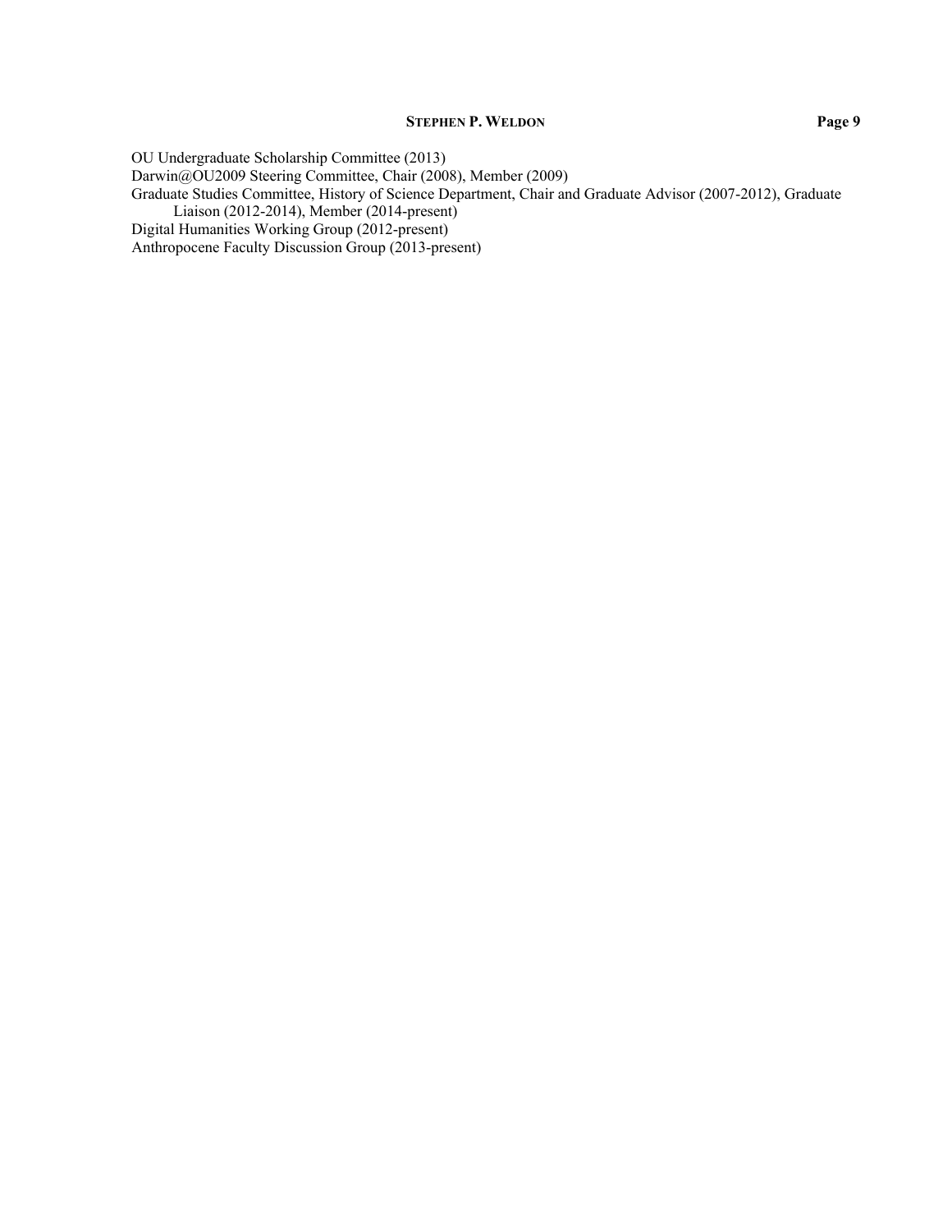OU Undergraduate Scholarship Committee (2013)
Darwin@OU2009 Steering Committee, Chair (2008), Member (2009)
Graduate Studies Committee, History of Science Department, Chair and Graduate Advisor (2007-2012), Graduate Liaison (2012-2014), Member (2014-present)
Digital Humanities Working Group (2012-present)
Anthropocene Faculty Discussion Group (2013-present)